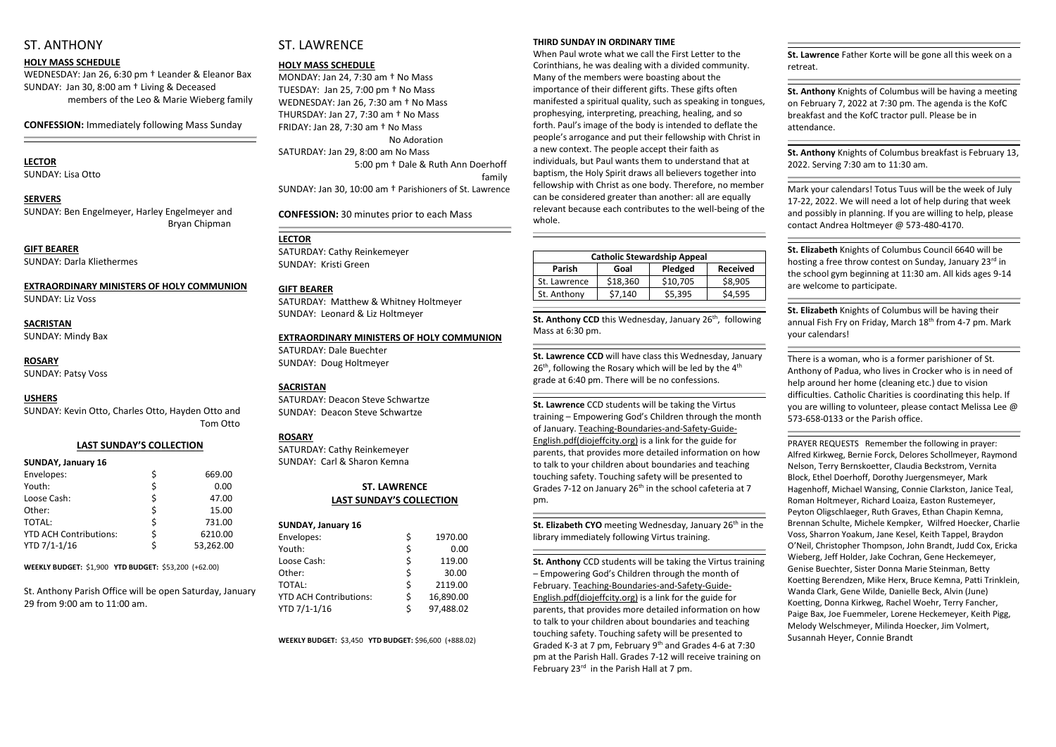# ST. ANTHONY

**HOLY MASS SCHEDULE**

WEDNESDAY: Jan 26, 6:30 pm † Leander & Eleanor Bax
SUNDAY: Jan 30, 8:00 am † Living & Deceased members of the Leo & Marie Wieberg family

**CONFESSION:** Immediately following Mass Sunday

**LECTOR**
SUNDAY: Lisa Otto

**SERVERS**
SUNDAY: Ben Engelmeyer, Harley Engelmeyer and Bryan Chipman

**GIFT BEARER**
SUNDAY: Darla Kliethermes

**EXTRAORDINARY MINISTERS OF HOLY COMMUNION**
SUNDAY: Liz Voss

**SACRISTAN**
SUNDAY: Mindy Bax

**ROSARY**
SUNDAY: Patsy Voss

**USHERS**
SUNDAY: Kevin Otto, Charles Otto, Hayden Otto and Tom Otto

**LAST SUNDAY'S COLLECTION**

**SUNDAY, January 16**

| | | |
|---|---|---|
| Envelopes: | $ | 669.00 |
| Youth: | $ | 0.00 |
| Loose Cash: | $ | 47.00 |
| Other: | $ | 15.00 |
| TOTAL: | $ | 731.00 |
| YTD ACH Contributions: | $ | 6210.00 |
| YTD 7/1-1/16 | $ | 53,262.00 |

**WEEKLY BUDGET:** $1,900 **YTD BUDGET:** $53,200 (+62.00)

St. Anthony Parish Office will be open Saturday, January 29 from 9:00 am to 11:00 am.

# ST. LAWRENCE

**HOLY MASS SCHEDULE**

MONDAY: Jan 24, 7:30 am † No Mass
TUESDAY: Jan 25, 7:00 pm † No Mass
WEDNESDAY: Jan 26, 7:30 am † No Mass
THURSDAY: Jan 27, 7:30 am † No Mass
FRIDAY: Jan 28, 7:30 am † No Mass
No Adoration
SATURDAY: Jan 29, 8:00 am No Mass
5:00 pm † Dale & Ruth Ann Doerhoff family
SUNDAY: Jan 30, 10:00 am † Parishioners of St. Lawrence

**CONFESSION:** 30 minutes prior to each Mass

**LECTOR**
SATURDAY: Cathy Reinkemeyer
SUNDAY: Kristi Green

**GIFT BEARER**
SATURDAY: Matthew & Whitney Holtmeyer
SUNDAY: Leonard & Liz Holtmeyer

**EXTRAORDINARY MINISTERS OF HOLY COMMUNION**
SATURDAY: Dale Buechter
SUNDAY: Doug Holtmeyer

**SACRISTAN**
SATURDAY: Deacon Steve Schwartze
SUNDAY: Deacon Steve Schwartze

**ROSARY**
SATURDAY: Cathy Reinkemeyer
SUNDAY: Carl & Sharon Kemna

**ST. LAWRENCE**
**LAST SUNDAY'S COLLECTION**

**SUNDAY, January 16**

| | | |
|---|---|---|
| Envelopes: | $ | 1970.00 |
| Youth: | $ | 0.00 |
| Loose Cash: | $ | 119.00 |
| Other: | $ | 30.00 |
| TOTAL: | $ | 2119.00 |
| YTD ACH Contributions: | $ | 16,890.00 |
| YTD 7/1-1/16 | $ | 97,488.02 |

**WEEKLY BUDGET:** $3,450 **YTD BUDGET:** $96,600 (+888.02)

**THIRD SUNDAY IN ORDINARY TIME**

When Paul wrote what we call the First Letter to the Corinthians, he was dealing with a divided community. Many of the members were boasting about the importance of their different gifts. These gifts often manifested a spiritual quality, such as speaking in tongues, prophesying, interpreting, preaching, healing, and so forth. Paul's image of the body is intended to deflate the people's arrogance and put their fellowship with Christ in a new context. The people accept their faith as individuals, but Paul wants them to understand that at baptism, the Holy Spirit draws all believers together into fellowship with Christ as one body. Therefore, no member can be considered greater than another: all are equally relevant because each contributes to the well-being of the whole.

| Catholic Stewardship Appeal | | | |
|---|---|---|---|
| **Parish** | **Goal** | **Pledged** | **Received** |
| St. Lawrence | $18,360 | $10,705 | $8,905 |
| St. Anthony | $7,140 | $5,395 | $4,595 |

**St. Anthony CCD** this Wednesday, January 26th, following Mass at 6:30 pm.

**St. Lawrence CCD** will have class this Wednesday, January 26th, following the Rosary which will be led by the 4th grade at 6:40 pm. There will be no confessions.

**St. Lawrence** CCD students will be taking the Virtus training – Empowering God's Children through the month of January. Teaching-Boundaries-and-Safety-Guide-English.pdf(diojeffcity.org) is a link for the guide for parents, that provides more detailed information on how to talk to your children about boundaries and teaching touching safety. Touching safety will be presented to Grades 7-12 on January 26th in the school cafeteria at 7 pm.

**St. Elizabeth CYO** meeting Wednesday, January 26th in the library immediately following Virtus training.

**St. Anthony** CCD students will be taking the Virtus training – Empowering God's Children through the month of February. Teaching-Boundaries-and-Safety-Guide-English.pdf(diojeffcity.org) is a link for the guide for parents, that provides more detailed information on how to talk to your children about boundaries and teaching touching safety. Touching safety will be presented to Graded K-3 at 7 pm, February 9th and Grades 4-6 at 7:30 pm at the Parish Hall. Grades 7-12 will receive training on February 23rd in the Parish Hall at 7 pm.

**St. Lawrence** Father Korte will be gone all this week on a retreat.

**St. Anthony** Knights of Columbus will be having a meeting on February 7, 2022 at 7:30 pm. The agenda is the KofC breakfast and the KofC tractor pull. Please be in attendance.

**St. Anthony** Knights of Columbus breakfast is February 13, 2022. Serving 7:30 am to 11:30 am.

Mark your calendars! Totus Tuus will be the week of July 17-22, 2022. We will need a lot of help during that week and possibly in planning. If you are willing to help, please contact Andrea Holtmeyer @ 573-480-4170.

**St. Elizabeth** Knights of Columbus Council 6640 will be hosting a free throw contest on Sunday, January 23rd in the school gym beginning at 11:30 am. All kids ages 9-14 are welcome to participate.

**St. Elizabeth** Knights of Columbus will be having their annual Fish Fry on Friday, March 18th from 4-7 pm. Mark your calendars!

There is a woman, who is a former parishioner of St. Anthony of Padua, who lives in Crocker who is in need of help around her home (cleaning etc.) due to vision difficulties. Catholic Charities is coordinating this help. If you are willing to volunteer, please contact Melissa Lee @ 573-658-0133 or the Parish office.

PRAYER REQUESTS Remember the following in prayer: Alfred Kirkweg, Bernie Forck, Delores Schollmeyer, Raymond Nelson, Terry Bernskoetter, Claudia Beckstrom, Vernita Block, Ethel Doerhoff, Dorothy Juergensmeyer, Mark Hagenhoff, Michael Wansing, Connie Clarkston, Janice Teal, Roman Holtmeyer, Richard Loaiza, Easton Rustemeyer, Peyton Oligschlaeger, Ruth Graves, Ethan Chapin Kemna, Brennan Schulte, Michele Kempker, Wilfred Hoecker, Charlie Voss, Sharron Yoakum, Jane Kesel, Keith Tappel, Braydon O'Neil, Christopher Thompson, John Brandt, Judd Cox, Ericka Wieberg, Jeff Holder, Jake Cochran, Gene Heckemeyer, Genise Buechter, Sister Donna Marie Steinman, Betty Koetting Berendzen, Mike Herx, Bruce Kemna, Patti Trinklein, Wanda Clark, Gene Wilde, Danielle Beck, Alvin (June) Koetting, Donna Kirkweg, Rachel Woehr, Terry Fancher, Paige Bax, Joe Fuemmeler, Lorene Heckemeyer, Keith Pigg, Melody Welschmeyer, Milinda Hoecker, Jim Volmert, Susannah Heyer, Connie Brandt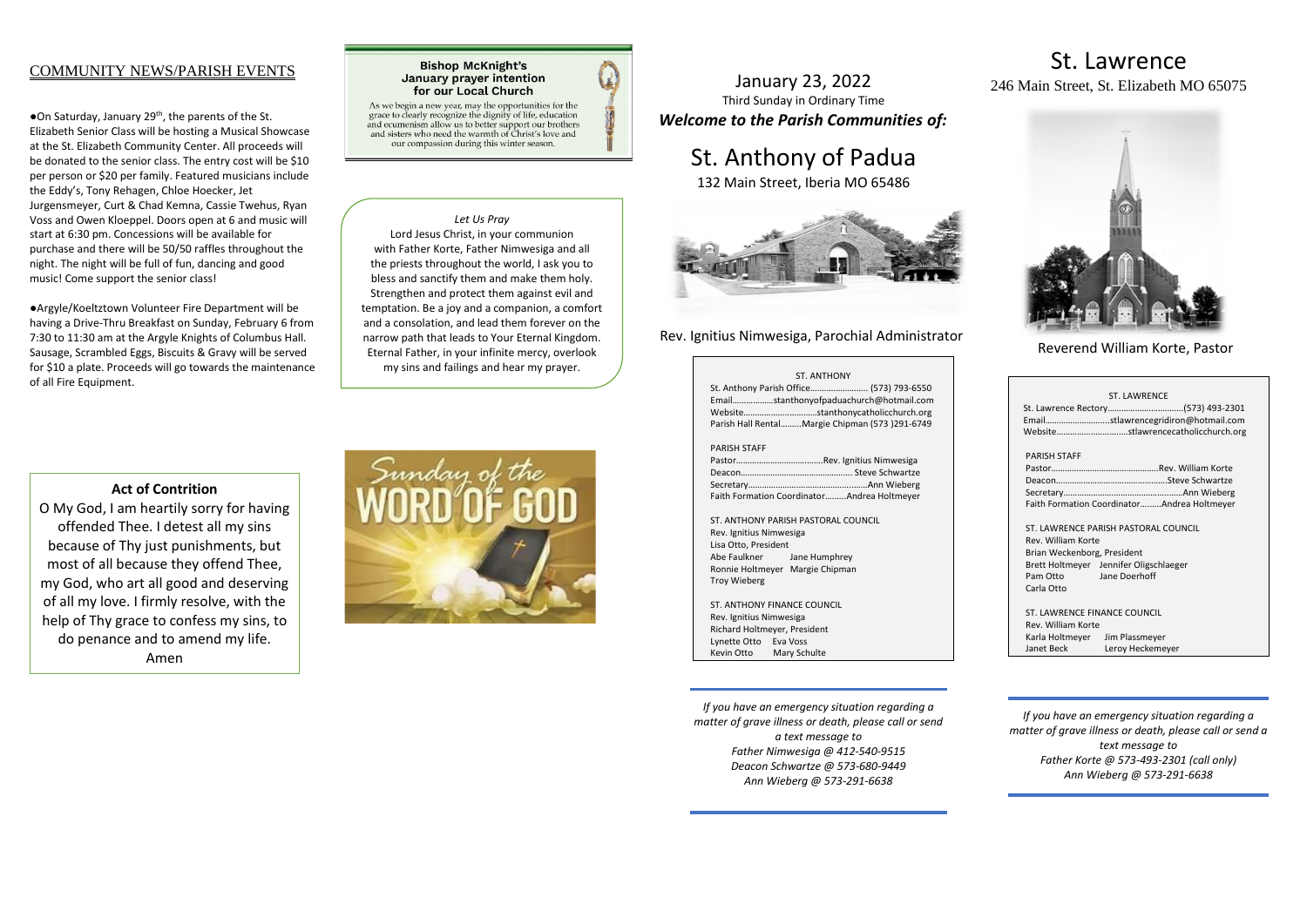## COMMUNITY NEWS/PARISH EVENTS

●On Saturday, January 29th, the parents of the St. Elizabeth Senior Class will be hosting a Musical Showcase at the St. Elizabeth Community Center. All proceeds will be donated to the senior class. The entry cost will be $10 per person or $20 per family. Featured musicians include the Eddy's, Tony Rehagen, Chloe Hoecker, Jet Jurgensmeyer, Curt & Chad Kemna, Cassie Twehus, Ryan Voss and Owen Kloeppel. Doors open at 6 and music will start at 6:30 pm. Concessions will be available for purchase and there will be 50/50 raffles throughout the night. The night will be full of fun, dancing and good music! Come support the senior class!

●Argyle/Koeltztown Volunteer Fire Department will be having a Drive-Thru Breakfast on Sunday, February 6 from 7:30 to 11:30 am at the Argyle Knights of Columbus Hall. Sausage, Scrambled Eggs, Biscuits & Gravy will be served for $10 a plate. Proceeds will go towards the maintenance of all Fire Equipment.

### Act of Contrition

O My God, I am heartily sorry for having offended Thee. I detest all my sins because of Thy just punishments, but most of all because they offend Thee, my God, who art all good and deserving of all my love. I firmly resolve, with the help of Thy grace to confess my sins, to do penance and to amend my life.
Amen

**Bishop McKnight's January prayer intention for our Local Church**

As we begin a new year, may the opportunities for the grace to clearly recognize the dignity of life, education and ecumenism allow us to better support our brothers and sisters who need the warmth of Christ's love and our compassion during this winter season.

*Let Us Pray*

Lord Jesus Christ, in your communion with Father Korte, Father Nimwesiga and all the priests throughout the world, I ask you to bless and sanctify them and make them holy. Strengthen and protect them against evil and temptation. Be a joy and a companion, a comfort and a consolation, and lead them forever on the narrow path that leads to Your Eternal Kingdom. Eternal Father, in your infinite mercy, overlook my sins and failings and hear my prayer.

Sunday of the WORD OF GOD

January 23, 2022
Third Sunday in Ordinary Time
***Welcome to the Parish Communities of:***

# St. Anthony of Padua

132 Main Street, Iberia MO 65486

Rev. Ignitius Nimwesiga, Parochial Administrator

ST. ANTHONY
St. Anthony Parish Office……………………. (573) 793-6550
Email………………stanthonyofpaduachurch@hotmail.com
Website…………………………stanthonycatholicchurch.org
Parish Hall Rental………Margie Chipman (573 )291-6749

PARISH STAFF
Pastor……………………………….Rev. Ignitius Nimwesiga
Deacon…………………………………………. Steve Schwartze
Secretary…………………………………………….Ann Wieberg
Faith Formation Coordinator………Andrea Holtmeyer

ST. ANTHONY PARISH PASTORAL COUNCIL
Rev. Ignitius Nimwesiga
Lisa Otto, President
Abe Faulkner  Jane Humphrey
Ronnie Holtmeyer  Margie Chipman
Troy Wieberg

ST. ANTHONY FINANCE COUNCIL
Rev. Ignitius Nimwesiga
Richard Holtmeyer, President
Lynette Otto  Eva Voss
Kevin Otto  Mary Schulte

*If you have an emergency situation regarding a matter of grave illness or death, please call or send a text message to*
*Father Nimwesiga @ 412-540-9515*
*Deacon Schwartze @ 573-680-9449*
*Ann Wieberg @ 573-291-6638*

# St. Lawrence

246 Main Street, St. Elizabeth MO 65075

Reverend William Korte, Pastor

ST. LAWRENCE
St. Lawrence Rectory…………………………….(573) 493-2301
Email………………………..stlawrencegridiron@hotmail.com
Website…………………………stlawrencecatholicchurch.org

PARISH STAFF
Pastor……………………………………….Rev. William Korte
Deacon…………………………………………Steve Schwartze
Secretary…………………………………………….Ann Wieberg
Faith Formation Coordinator………Andrea Holtmeyer

ST. LAWRENCE PARISH PASTORAL COUNCIL
Rev. William Korte
Brian Weckenborg, President
Brett Holtmeyer  Jennifer Oligschlaeger
Pam Otto  Jane Doerhoff
Carla Otto

ST. LAWRENCE FINANCE COUNCIL
Rev. William Korte
Karla Holtmeyer  Jim Plassmeyer
Janet Beck  Leroy Heckemeyer

*If you have an emergency situation regarding a matter of grave illness or death, please call or send a text message to*
*Father Korte @ 573-493-2301 (call only)*
*Ann Wieberg @ 573-291-6638*